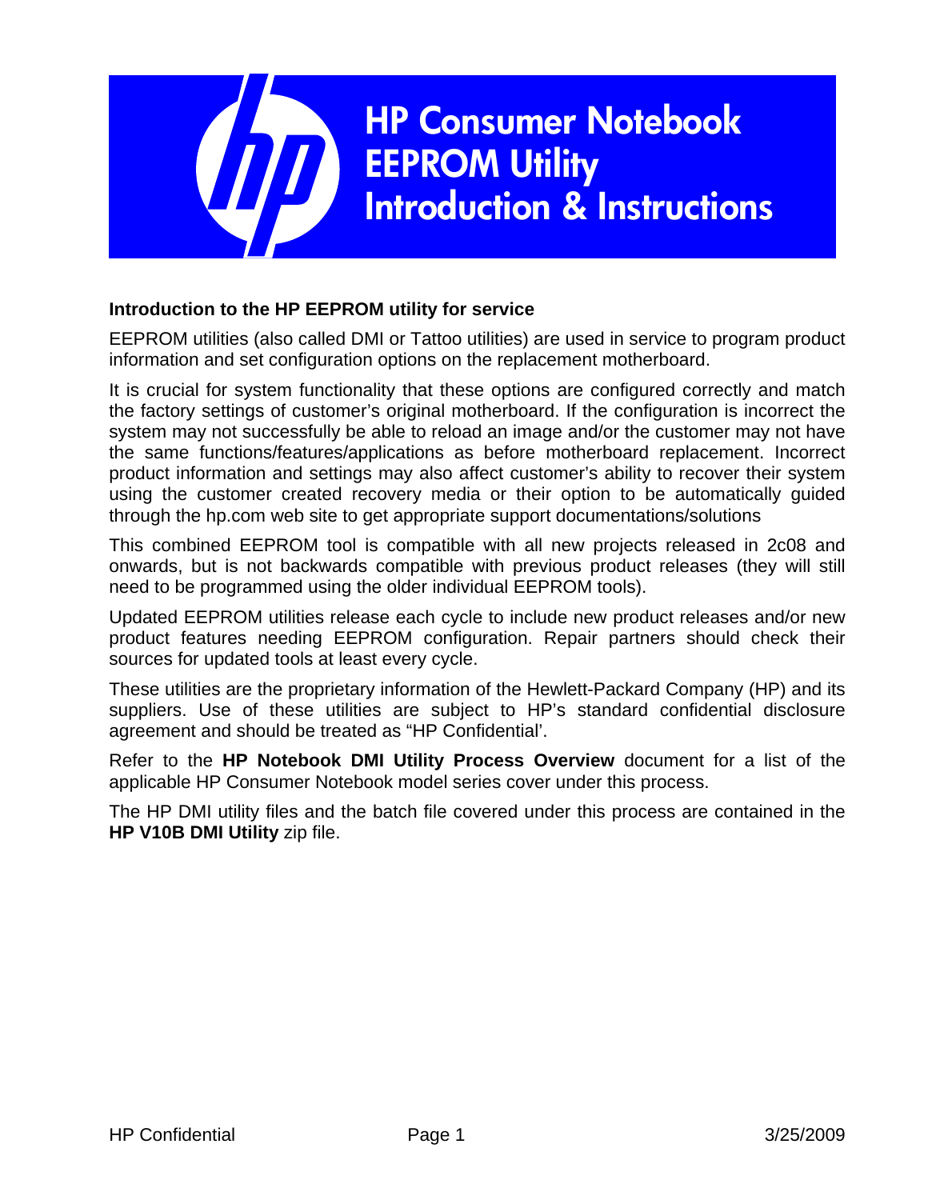# HP Consumer Notebook EEPROM Utility Introduction & Instructions

## Introduction to the HP EEPROM utility for service

EEPROM utilities (also called DMI or Tattoo utilities) are used in service to program product information and set configuration options on the replacement motherboard.

It is crucial for system functionality that these options are configured correctly and match the factory settings of customer's original motherboard. If the configuration is incorrect the system may not successfully be able to reload an image and/or the customer may not have the same functions/features/applications as before motherboard replacement. Incorrect product information and settings may also affect customer's ability to recover their system using the customer created recovery media or their option to be automatically guided through the hp.com web site to get appropriate support documentations/solutions

This combined EEPROM tool is compatible with all new projects released in 2c08 and onwards, but is not backwards compatible with previous product releases (they will still need to be programmed using the older individual EEPROM tools).

Updated EEPROM utilities release each cycle to include new product releases and/or new product features needing EEPROM configuration. Repair partners should check their sources for updated tools at least every cycle.

These utilities are the proprietary information of the Hewlett-Packard Company (HP) and its suppliers. Use of these utilities are subject to HP's standard confidential disclosure agreement and should be treated as "HP Confidential'.

Refer to the **HP Notebook DMI Utility Process Overview** document for a list of the applicable HP Consumer Notebook model series cover under this process.

The HP DMI utility files and the batch file covered under this process are contained in the **HP V10B DMI Utility** zip file.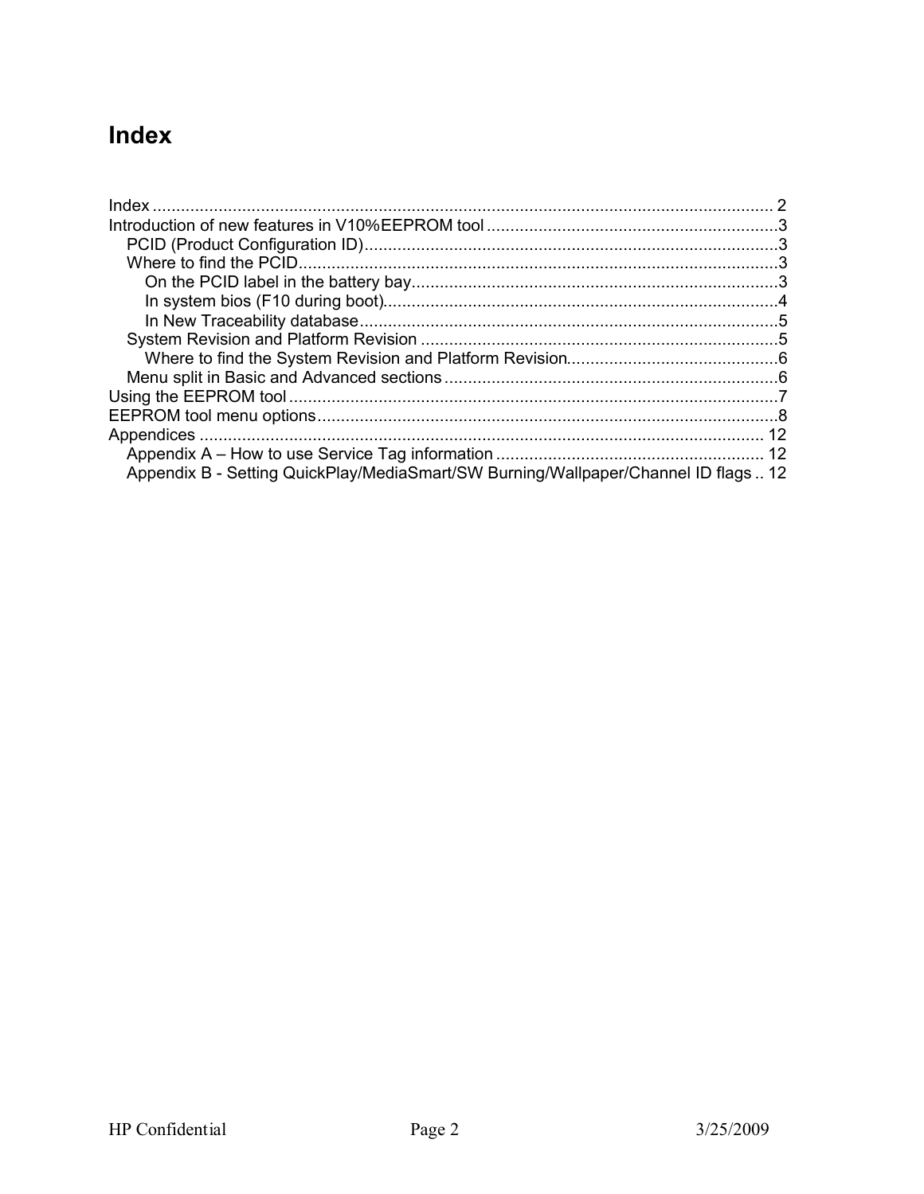# Index

Index ..................................................................................................................... 2
Introduction of new features in V10%EEPROM tool ..............................................................3
- PCID (Product Configuration ID).........................................................................................3
- Where to find the PCID......................................................................................................3
  - On the PCID label in the battery bay...............................................................................3
  - In system bios (F10 during boot).....................................................................................4
  - In New Traceability database..........................................................................................5
- System Revision and Platform Revision ..............................................................................5
  - Where to find the System Revision and Platform Revision.............................................6
- Menu split in Basic and Advanced sections........................................................................6

Using the EEPROM tool.........................................................................................................7
EEPROM tool menu options...................................................................................................8
Appendices ......................................................................................................................... 12
- Appendix A – How to use Service Tag information ......................................................... 12
- Appendix B - Setting QuickPlay/MediaSmart/SW Burning/Wallpaper/Channel ID flags .. 12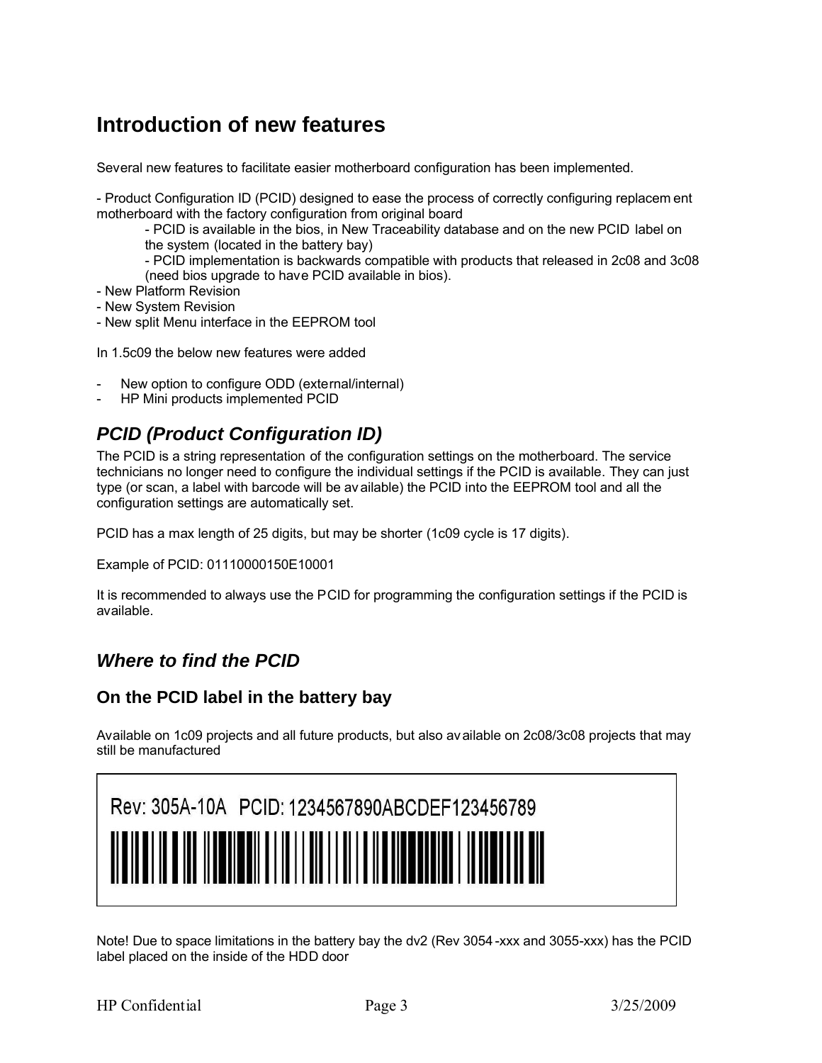# Introduction of new features

Several new features to facilitate easier motherboard configuration has been implemented.

- Product Configuration ID (PCID) designed to ease the process of correctly configuring replacement motherboard with the factory configuration from original board
    - PCID is available in the bios, in New Traceability database and on the new PCID label on the system (located in the battery bay)
    - PCID implementation is backwards compatible with products that released in 2c08 and 3c08 (need bios upgrade to have PCID available in bios).
- New Platform Revision
- New System Revision
- New split Menu interface in the EEPROM tool

In 1.5c09 the below new features were added

- New option to configure ODD (external/internal)
- HP Mini products implemented PCID

## *PCID (Product Configuration ID)*

The PCID is a string representation of the configuration settings on the motherboard. The service technicians no longer need to configure the individual settings if the PCID is available. They can just type (or scan, a label with barcode will be available) the PCID into the EEPROM tool and all the configuration settings are automatically set.

PCID has a max length of 25 digits, but may be shorter (1c09 cycle is 17 digits).

Example of PCID: 01110000150E10001

It is recommended to always use the PCID for programming the configuration settings if the PCID is available.

## *Where to find the PCID*

### On the PCID label in the battery bay

Available on 1c09 projects and all future products, but also available on 2c08/3c08 projects that may still be manufactured

Rev: 305A-10A PCID: 1234567890ABCDEF123456789

Note! Due to space limitations in the battery bay the dv2 (Rev 3054-xxx and 3055-xxx) has the PCID label placed on the inside of the HDD door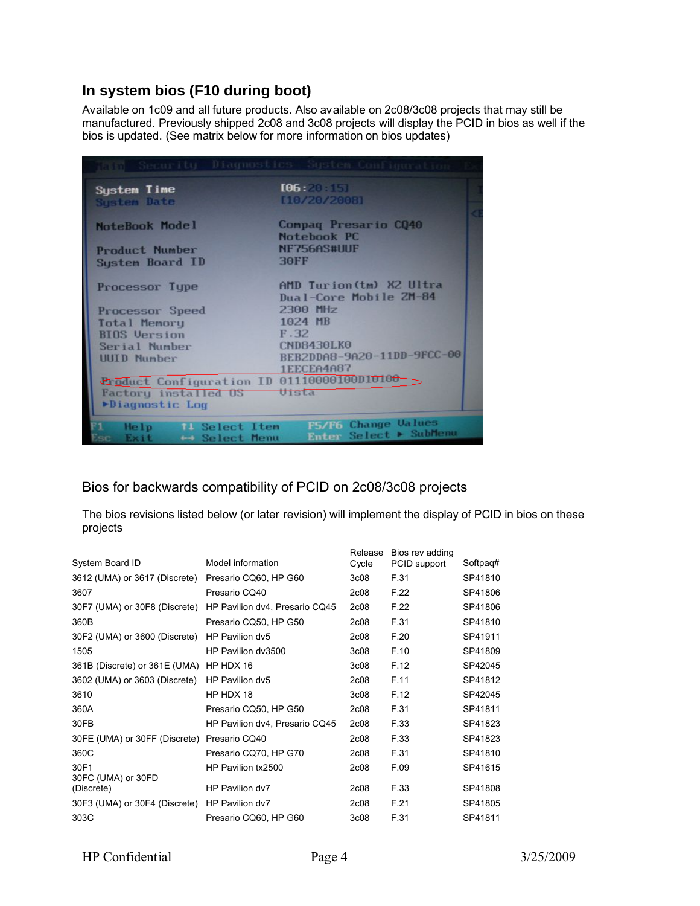## In system bios (F10 during boot)

Available on 1c09 and all future products. Also available on 2c08/3c08 projects that may still be manufactured. Previously shipped 2c08 and 3c08 projects will display the PCID in bios as well if the bios is updated. (See matrix below for more information on bios updates)

Bios for backwards compatibility of PCID on 2c08/3c08 projects

The bios revisions listed below (or later revision) will implement the display of PCID in bios on these projects

| System Board ID | Model information | Release Cycle | Bios rev adding PCID support | Softpaq# |
|---|---|---|---|---|
| 3612 (UMA) or 3617 (Discrete) | Presario CQ60, HP G60 | 3c08 | F.31 | SP41810 |
| 3607 | Presario CQ40 | 2c08 | F.22 | SP41806 |
| 30F7 (UMA) or 30F8 (Discrete) | HP Pavilion dv4, Presario CQ45 | 2c08 | F.22 | SP41806 |
| 360B | Presario CQ50, HP G50 | 2c08 | F.31 | SP41810 |
| 30F2 (UMA) or 3600 (Discrete) | HP Pavilion dv5 | 2c08 | F.20 | SP41911 |
| 1505 | HP Pavilion dv3500 | 3c08 | F.10 | SP41809 |
| 361B (Discrete) or 361E (UMA) | HP HDX 16 | 3c08 | F.12 | SP42045 |
| 3602 (UMA) or 3603 (Discrete) | HP Pavilion dv5 | 2c08 | F.11 | SP41812 |
| 3610 | HP HDX 18 | 3c08 | F.12 | SP42045 |
| 360A | Presario CQ50, HP G50 | 2c08 | F.31 | SP41811 |
| 30FB | HP Pavilion dv4, Presario CQ45 | 2c08 | F.33 | SP41823 |
| 30FE (UMA) or 30FF (Discrete) | Presario CQ40 | 2c08 | F.33 | SP41823 |
| 360C | Presario CQ70, HP G70 | 2c08 | F.31 | SP41810 |
| 30F1 | HP Pavilion tx2500 | 2c08 | F.09 | SP41615 |
| 30FC (UMA) or 30FD (Discrete) | HP Pavilion dv7 | 2c08 | F.33 | SP41808 |
| 30F3 (UMA) or 30F4 (Discrete) | HP Pavilion dv7 | 2c08 | F.21 | SP41805 |
| 303C | Presario CQ60, HP G60 | 3c08 | F.31 | SP41811 |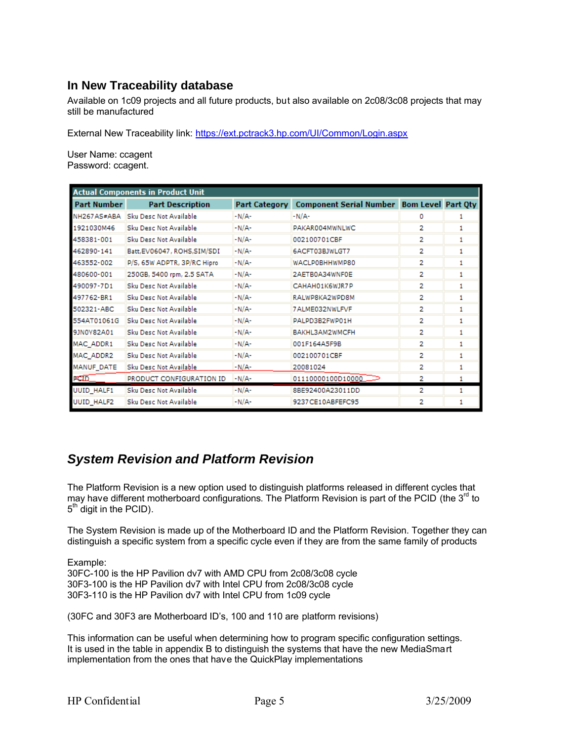## In New Traceability database

Available on 1c09 projects and all future products, but also available on 2c08/3c08 projects that may still be manufactured

External New Traceability link: https://ext.pctrack3.hp.com/UI/Common/Login.aspx

User Name: ccagent
Password: ccagent.

| Actual Components in Product Unit | | | | | |
|---|---|---|---|---|---|
| **Part Number** | **Part Description** | **Part Category** | **Component Serial Number** | **Bom Level** | **Part Qty** |
| NH267AS#ABA | Sku Desc Not Available | -N/A- | -N/A- | 0 | 1 |
| 1921030M46 | Sku Desc Not Available | -N/A- | PAKAR004MWNLWC | 2 | 1 |
| 458381-001 | Sku Desc Not Available | -N/A- | 002100701CBF | 2 | 1 |
| 462890-141 | Batt,EV06047, ROHS,SIM/SDI | -N/A- | 6ACFT03BJWLGT7 | 2 | 1 |
| 463552-002 | P/S, 65W ADPTR, 3P/RC Hipro | -N/A- | WACLP0BHHWMP80 | 2 | 1 |
| 480600-001 | 250GB, 5400 rpm, 2.5 SATA | -N/A- | 2AETB0A34WNF0E | 2 | 1 |
| 490097-7D1 | Sku Desc Not Available | -N/A- | CAHAH01K6WJR7P | 2 | 1 |
| 497762-BR1 | Sku Desc Not Available | -N/A- | RALWP8KA2WPD8M | 2 | 1 |
| 502321-ABC | Sku Desc Not Available | -N/A- | 7ALME032NWLFVF | 2 | 1 |
| 554AT01061G | Sku Desc Not Available | -N/A- | PALPD3B2FWP01H | 2 | 1 |
| 9JN0Y82A01 | Sku Desc Not Available | -N/A- | BAKHL3AM2WMCFH | 2 | 1 |
| MAC_ADDR1 | Sku Desc Not Available | -N/A- | 001F164A5F9B | 2 | 1 |
| MAC_ADDR2 | Sku Desc Not Available | -N/A- | 002100701CBF | 2 | 1 |
| MANUF_DATE | Sku Desc Not Available | -N/A- | 20081024 | 2 | 1 |
| PCID | PRODUCT CONFIGURATION ID | -N/A- | 01110000100D10000 | 2 | 1 |
| UUID_HALF1 | Sku Desc Not Available | -N/A- | 8BE92400A23011DD | 2 | 1 |
| UUID_HALF2 | Sku Desc Not Available | -N/A- | 9237CE10ABFEFC95 | 2 | 1 |

## *System Revision and Platform Revision*

The Platform Revision is a new option used to distinguish platforms released in different cycles that may have different motherboard configurations. The Platform Revision is part of the PCID (the 3rd to 5th digit in the PCID).

The System Revision is made up of the Motherboard ID and the Platform Revision. Together they can distinguish a specific system from a specific cycle even if they are from the same family of products

Example:
30FC-100 is the HP Pavilion dv7 with AMD CPU from 2c08/3c08 cycle
30F3-100 is the HP Pavilion dv7 with Intel CPU from 2c08/3c08 cycle
30F3-110 is the HP Pavilion dv7 with Intel CPU from 1c09 cycle

(30FC and 30F3 are Motherboard ID's, 100 and 110 are platform revisions)

This information can be useful when determining how to program specific configuration settings. It is used in the table in appendix B to distinguish the systems that have the new MediaSmart implementation from the ones that have the QuickPlay implementations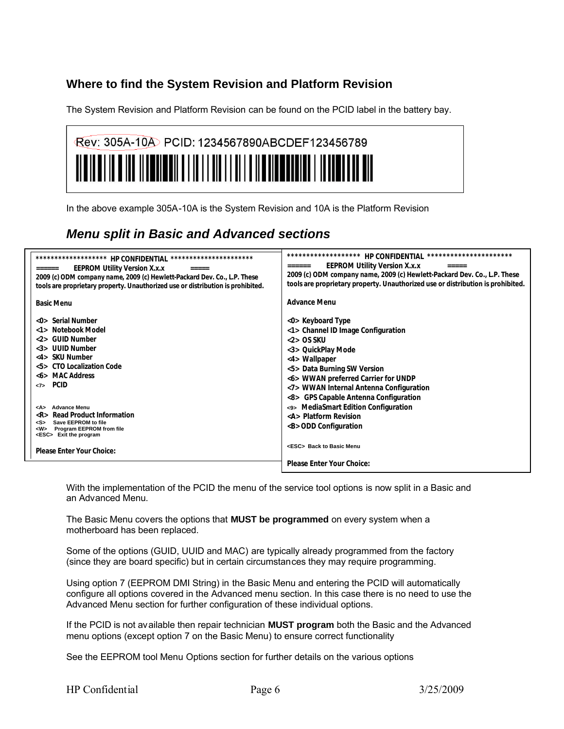## Where to find the System Revision and Platform Revision

The System Revision and Platform Revision can be found on the PCID label in the battery bay.

```
Rev: 305A-10A  PCID: 1234567890ABCDEF123456789
```

In the above example 305A-10A is the System Revision and 10A is the Platform Revision

## *Menu split in Basic and Advanced sections*

```
****************** HP CONFIDENTIAL *********************
=====    EEPROM Utility Version X.x.x        =====
2009 (c) ODM company name, 2009 (c) Hewlett-Packard Dev. Co., L.P. These
tools are proprietary property. Unauthorized use or distribution is prohibited.

Basic Menu

<0>  Serial Number
<1>  Notebook Model
<2>  GUID Number
<3>  UUID Number
<4>  SKU Number
<5>  CTO Localization Code
<6>  MAC Address
<7>  PCID

<A>  Advance Menu
<R>  Read Product Information
<S>  Save EEPROM to file
<W>  Program EEPROM from file
<ESC>  Exit the program

Please Enter Your Choice:
```

```
****************** HP CONFIDENTIAL *********************
=====    EEPROM Utility Version X.x.x        =====
2009 (c) ODM company name, 2009 (c) Hewlett-Packard Dev. Co., L.P. These
tools are proprietary property. Unauthorized use or distribution is prohibited.

Advance Menu

<0> Keyboard Type
<1> Channel ID Image Configuration
<2> OS SKU
<3> QuickPlay Mode
<4> Wallpaper
<5> Data Burning SW Version
<6> WWAN preferred Carrier for UNDP
<7> WWAN Internal Antenna Configuration
<8>  GPS Capable Antenna Configuration
<9>  MediaSmart Edition Configuration
<A> Platform Revision
<B> ODD Configuration

<ESC>  Back to Basic Menu

Please Enter Your Choice:
```

With the implementation of the PCID the menu of the service tool options is now split in a Basic and an Advanced Menu.

The Basic Menu covers the options that **MUST be programmed** on every system when a motherboard has been replaced.

Some of the options (GUID, UUID and MAC) are typically already programmed from the factory (since they are board specific) but in certain circumstances they may require programming.

Using option 7 (EEPROM DMI String) in the Basic Menu and entering the PCID will automatically configure all options covered in the Advanced menu section. In this case there is no need to use the Advanced Menu section for further configuration of these individual options.

If the PCID is not available then repair technician **MUST program** both the Basic and the Advanced menu options (except option 7 on the Basic Menu) to ensure correct functionality

See the EEPROM tool Menu Options section for further details on the various options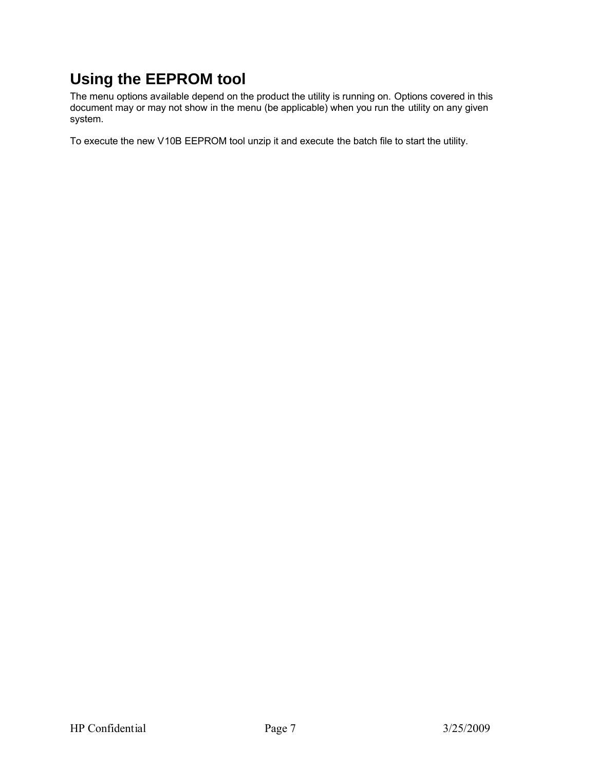# Using the EEPROM tool

The menu options available depend on the product the utility is running on. Options covered in this document may or may not show in the menu (be applicable) when you run the utility on any given system.

To execute the new V10B EEPROM tool unzip it and execute the batch file to start the utility.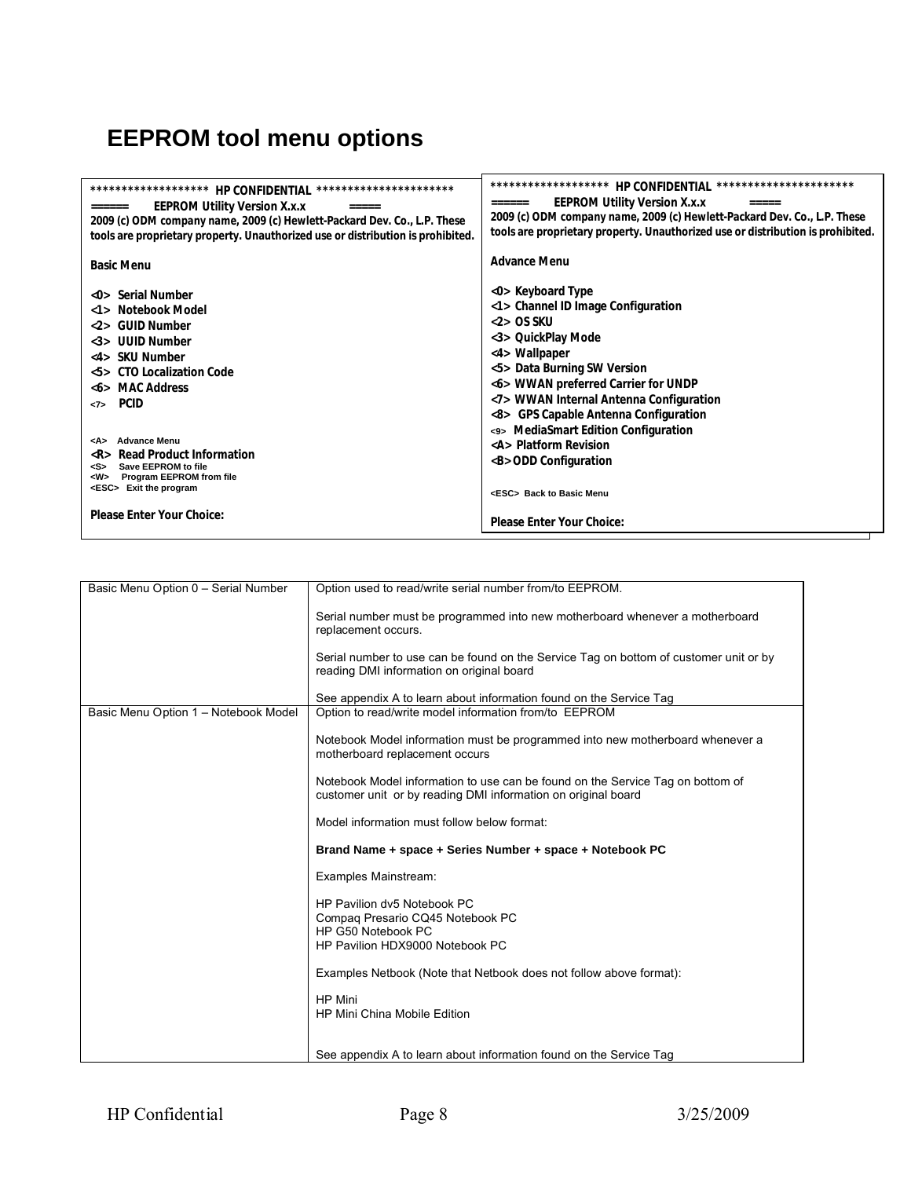## EEPROM tool menu options

```
******************* HP CONFIDENTIAL **********************
=====    EEPROM Utility Version X.x.x          =====
2009 (c) ODM company name, 2009 (c) Hewlett-Packard Dev. Co., L.P. These
tools are proprietary property. Unauthorized use or distribution is prohibited.

Basic Menu

<0>  Serial Number
<1>  Notebook Model
<2>  GUID Number
<3>  UUID Number
<4>  SKU Number
<5>  CTO Localization Code
<6>  MAC Address
<7>  PCID

<A>  Advance Menu
<R>  Read Product Information
<S>  Save EEPROM to file
<W>  Program EEPROM from file
<ESC> Exit the program

Please Enter Your Choice:
```

```
******************* HP CONFIDENTIAL **********************
======    EEPROM Utility Version X.x.x          =====
2009 (c) ODM company name, 2009 (c) Hewlett-Packard Dev. Co., L.P. These
tools are proprietary property. Unauthorized use or distribution is prohibited.

Advance Menu

<0> Keyboard Type
<1> Channel ID Image Configuration
<2> OS SKU
<3> QuickPlay Mode
<4> Wallpaper
<5> Data Burning SW Version
<6> WWAN preferred Carrier for UNDP
<7> WWAN Internal Antenna Configuration
<8>  GPS Capable Antenna Configuration
<9>  MediaSmart Edition Configuration
<A> Platform Revision
<B> ODD Configuration

<ESC> Back to Basic Menu

Please Enter Your Choice:
```

| | |
|---|---|
| Basic Menu Option 0 – Serial Number | Option used to read/write serial number from/to EEPROM.<br><br>Serial number must be programmed into new motherboard whenever a motherboard replacement occurs.<br><br>Serial number to use can be found on the Service Tag on bottom of customer unit or by reading DMI information on original board<br><br>See appendix A to learn about information found on the Service Tag |
| Basic Menu Option 1 – Notebook Model | Option to read/write model information from/to EEPROM<br><br>Notebook Model information must be programmed into new motherboard whenever a motherboard replacement occurs<br><br>Notebook Model information to use can be found on the Service Tag on bottom of customer unit or by reading DMI information on original board<br><br>Model information must follow below format:<br><br>**Brand Name + space + Series Number + space + Notebook PC**<br><br>Examples Mainstream:<br><br>HP Pavilion dv5 Notebook PC<br>Compaq Presario CQ45 Notebook PC<br>HP G50 Notebook PC<br>HP Pavilion HDX9000 Notebook PC<br><br>Examples Netbook (Note that Netbook does not follow above format):<br><br>HP Mini<br>HP Mini China Mobile Edition<br><br>See appendix A to learn about information found on the Service Tag |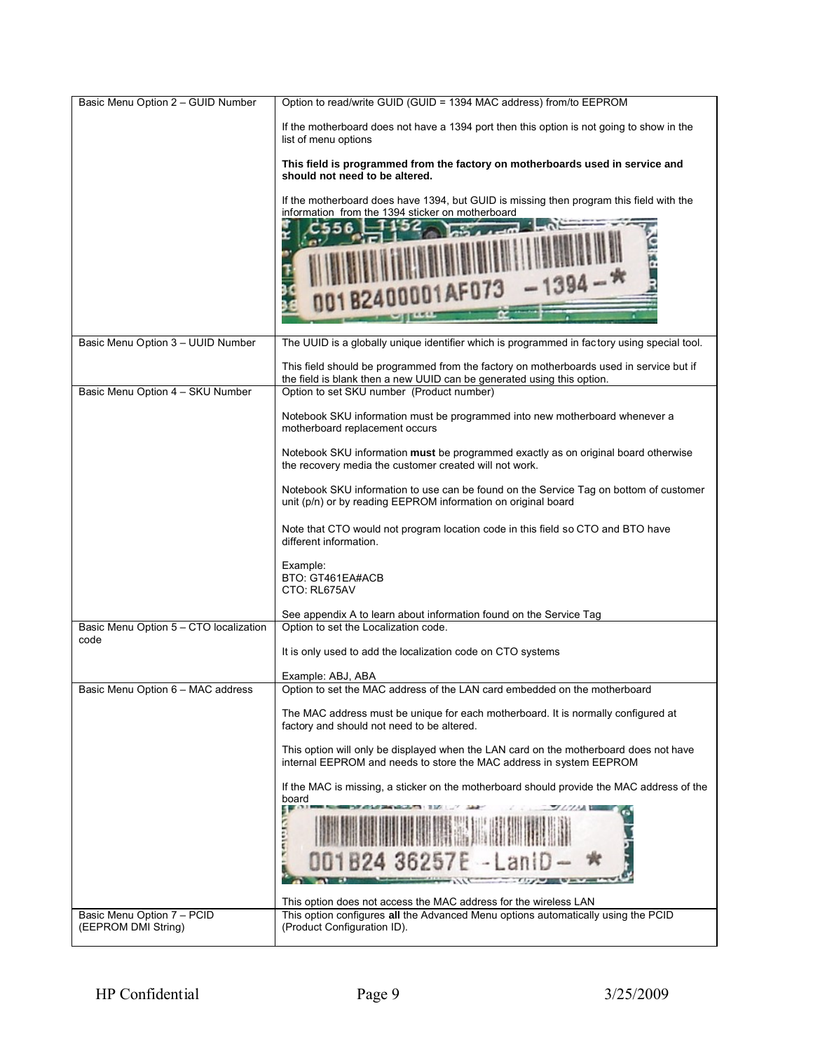| Basic Menu Option 2 – GUID Number | Option to read/write GUID (GUID = 1394 MAC address) from/to EEPROM<br><br>If the motherboard does not have a 1394 port then this option is not going to show in the list of menu options<br><br>**This field is programmed from the factory on motherboards used in service and should not need to be altered.**<br><br>If the motherboard does have 1394, but GUID is missing then program this field with the information from the 1394 sticker on motherboard |
|---|---|
| Basic Menu Option 3 – UUID Number | The UUID is a globally unique identifier which is programmed in factory using special tool.<br><br>This field should be programmed from the factory on motherboards used in service but if the field is blank then a new UUID can be generated using this option. |
| Basic Menu Option 4 – SKU Number | Option to set SKU number (Product number)<br><br>Notebook SKU information must be programmed into new motherboard whenever a motherboard replacement occurs<br><br>Notebook SKU information **must** be programmed exactly as on original board otherwise the recovery media the customer created will not work.<br><br>Notebook SKU information to use can be found on the Service Tag on bottom of customer unit (p/n) or by reading EEPROM information on original board<br><br>Note that CTO would not program location code in this field so CTO and BTO have different information.<br><br>Example:<br>BTO: GT461EA#ACB<br>CTO: RL675AV<br><br>See appendix A to learn about information found on the Service Tag |
| Basic Menu Option 5 – CTO localization code | Option to set the Localization code.<br><br>It is only used to add the localization code on CTO systems<br><br>Example: ABJ, ABA |
| Basic Menu Option 6 – MAC address | Option to set the MAC address of the LAN card embedded on the motherboard<br><br>The MAC address must be unique for each motherboard. It is normally configured at factory and should not need to be altered.<br><br>This option will only be displayed when the LAN card on the motherboard does not have internal EEPROM and needs to store the MAC address in system EEPROM<br><br>If the MAC is missing, a sticker on the motherboard should provide the MAC address of the board<br><br>This option does not access the MAC address for the wireless LAN |
| Basic Menu Option 7 – PCID (EEPROM DMI String) | This option configures **all** the Advanced Menu options automatically using the PCID (Product Configuration ID). |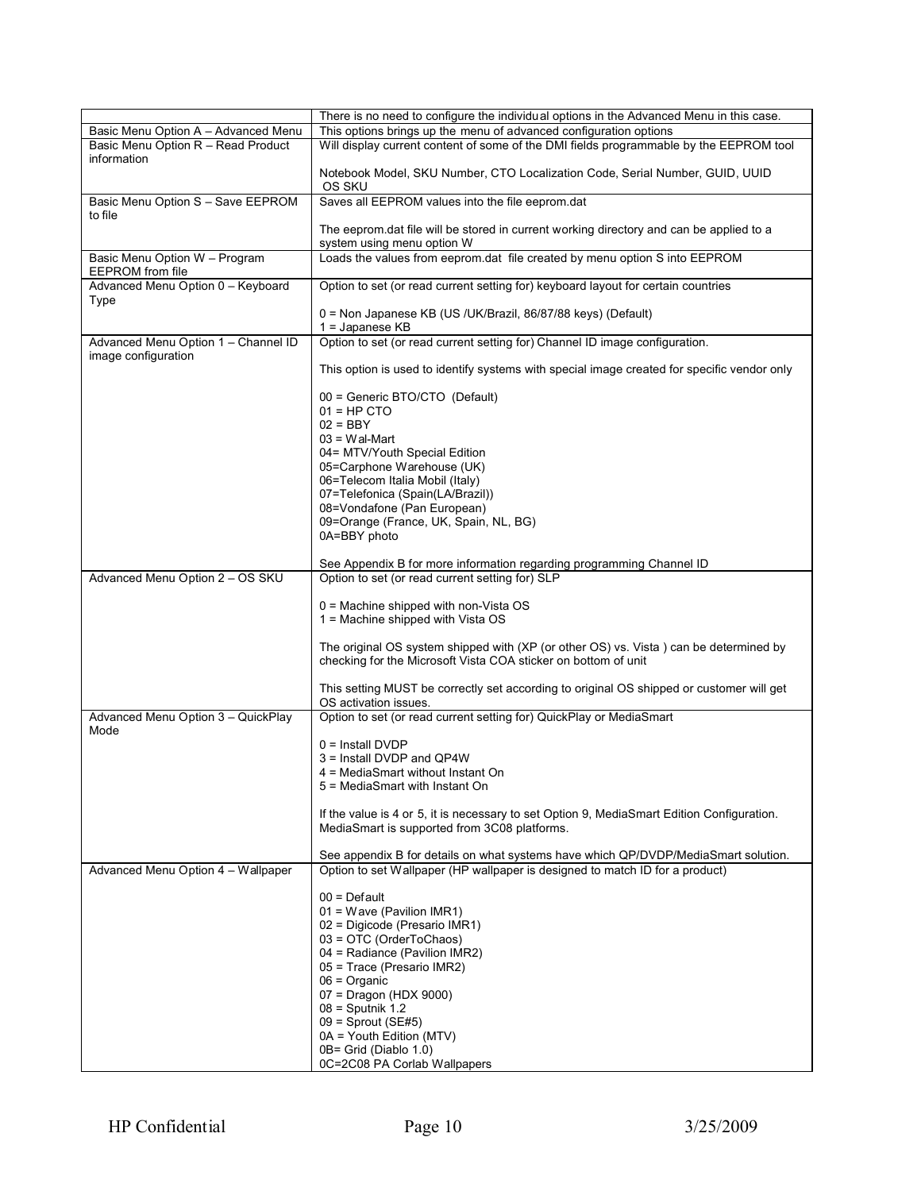| | |
|---|---|
| | There is no need to configure the individual options in the Advanced Menu in this case. |
| Basic Menu Option A – Advanced Menu | This options brings up the menu of advanced configuration options |
| Basic Menu Option R – Read Product information | Will display current content of some of the DMI fields programmable by the EEPROM tool<br><br>Notebook Model, SKU Number, CTO Localization Code, Serial Number, GUID, UUID OS SKU |
| Basic Menu Option S – Save EEPROM to file | Saves all EEPROM values into the file eeprom.dat<br><br>The eeprom.dat file will be stored in current working directory and can be applied to a system using menu option W |
| Basic Menu Option W – Program EEPROM from file | Loads the values from eeprom.dat file created by menu option S into EEPROM |
| Advanced Menu Option 0 – Keyboard Type | Option to set (or read current setting for) keyboard layout for certain countries<br><br>0 = Non Japanese KB (US /UK/Brazil, 86/87/88 keys) (Default)<br>1 = Japanese KB |
| Advanced Menu Option 1 – Channel ID image configuration | Option to set (or read current setting for) Channel ID image configuration.<br><br>This option is used to identify systems with special image created for specific vendor only<br><br>00 = Generic BTO/CTO (Default)<br>01 = HP CTO<br>02 = BBY<br>03 = Wal-Mart<br>04= MTV/Youth Special Edition<br>05=Carphone Warehouse (UK)<br>06=Telecom Italia Mobil (Italy)<br>07=Telefonica (Spain(LA/Brazil))<br>08=Vondafone (Pan European)<br>09=Orange (France, UK, Spain, NL, BG)<br>0A=BBY photo<br><br>See Appendix B for more information regarding programming Channel ID |
| Advanced Menu Option 2 – OS SKU | Option to set (or read current setting for) SLP<br><br>0 = Machine shipped with non-Vista OS<br>1 = Machine shipped with Vista OS<br><br>The original OS system shipped with (XP (or other OS) vs. Vista ) can be determined by checking for the Microsoft Vista COA sticker on bottom of unit<br><br>This setting MUST be correctly set according to original OS shipped or customer will get OS activation issues. |
| Advanced Menu Option 3 – QuickPlay Mode | Option to set (or read current setting for) QuickPlay or MediaSmart<br><br>0 = Install DVDP<br>3 = Install DVDP and QP4W<br>4 = MediaSmart without Instant On<br>5 = MediaSmart with Instant On<br><br>If the value is 4 or 5, it is necessary to set Option 9, MediaSmart Edition Configuration. MediaSmart is supported from 3C08 platforms.<br><br>See appendix B for details on what systems have which QP/DVDP/MediaSmart solution. |
| Advanced Menu Option 4 – Wallpaper | Option to set Wallpaper (HP wallpaper is designed to match ID for a product)<br><br>00 = Default<br>01 = Wave (Pavilion IMR1)<br>02 = Digicode (Presario IMR1)<br>03 = OTC (OrderToChaos)<br>04 = Radiance (Pavilion IMR2)<br>05 = Trace (Presario IMR2)<br>06 = Organic<br>07 = Dragon (HDX 9000)<br>08 = Sputnik 1.2<br>09 = Sprout (SE#5)<br>0A = Youth Edition (MTV)<br>0B= Grid (Diablo 1.0)<br>0C=2C08 PA Corlab Wallpapers |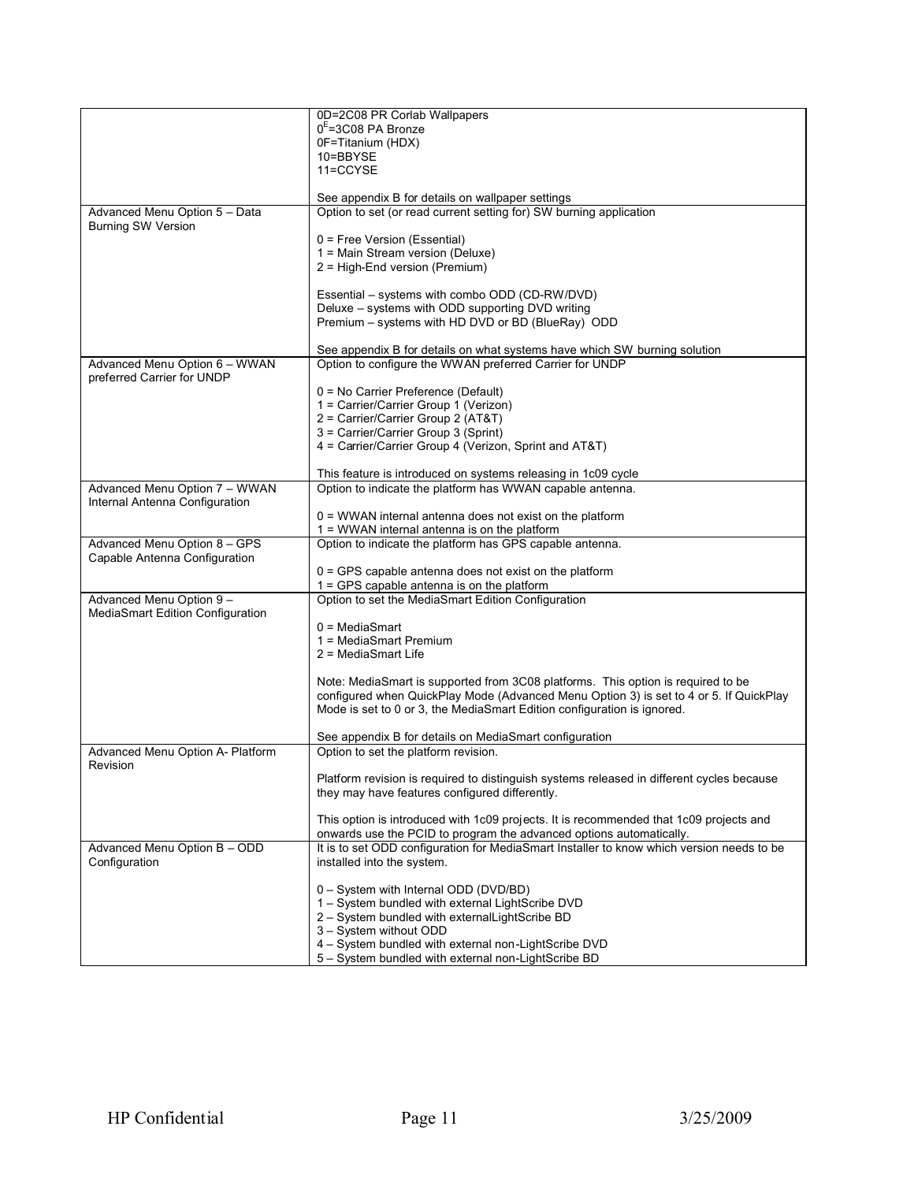| | |
|---|---|
| | 0D=2C08 PR Corlab Wallpapers<br>0E=3C08 PA Bronze<br>0F=Titanium (HDX)<br>10=BBYSE<br>11=CCYSE<br><br>See appendix B for details on wallpaper settings |
| Advanced Menu Option 5 – Data Burning SW Version | Option to set (or read current setting for) SW burning application<br><br>0 = Free Version (Essential)<br>1 = Main Stream version (Deluxe)<br>2 = High-End version (Premium)<br><br>Essential – systems with combo ODD (CD-RW/DVD)<br>Deluxe – systems with ODD supporting DVD writing<br>Premium – systems with HD DVD or BD (BlueRay) ODD<br><br>See appendix B for details on what systems have which SW burning solution |
| Advanced Menu Option 6 – WWAN preferred Carrier for UNDP | Option to configure the WWAN preferred Carrier for UNDP<br><br>0 = No Carrier Preference (Default)<br>1 = Carrier/Carrier Group 1 (Verizon)<br>2 = Carrier/Carrier Group 2 (AT&T)<br>3 = Carrier/Carrier Group 3 (Sprint)<br>4 = Carrier/Carrier Group 4 (Verizon, Sprint and AT&T)<br><br>This feature is introduced on systems releasing in 1c09 cycle |
| Advanced Menu Option 7 – WWAN Internal Antenna Configuration | Option to indicate the platform has WWAN capable antenna.<br><br>0 = WWAN internal antenna does not exist on the platform<br>1 = WWAN internal antenna is on the platform |
| Advanced Menu Option 8 – GPS Capable Antenna Configuration | Option to indicate the platform has GPS capable antenna.<br><br>0 = GPS capable antenna does not exist on the platform<br>1 = GPS capable antenna is on the platform |
| Advanced Menu Option 9 – MediaSmart Edition Configuration | Option to set the MediaSmart Edition Configuration<br><br>0 = MediaSmart<br>1 = MediaSmart Premium<br>2 = MediaSmart Life<br><br>Note: MediaSmart is supported from 3C08 platforms. This option is required to be configured when QuickPlay Mode (Advanced Menu Option 3) is set to 4 or 5. If QuickPlay Mode is set to 0 or 3, the MediaSmart Edition configuration is ignored.<br><br>See appendix B for details on MediaSmart configuration |
| Advanced Menu Option A- Platform Revision | Option to set the platform revision.<br><br>Platform revision is required to distinguish systems released in different cycles because they may have features configured differently.<br><br>This option is introduced with 1c09 projects. It is recommended that 1c09 projects and onwards use the PCID to program the advanced options automatically. |
| Advanced Menu Option B – ODD Configuration | It is to set ODD configuration for MediaSmart Installer to know which version needs to be installed into the system.<br><br>0 – System with Internal ODD (DVD/BD)<br>1 – System bundled with external LightScribe DVD<br>2 – System bundled with externalLightScribe BD<br>3 – System without ODD<br>4 – System bundled with external non-LightScribe DVD<br>5 – System bundled with external non-LightScribe BD |

HP Confidential 3/25/2009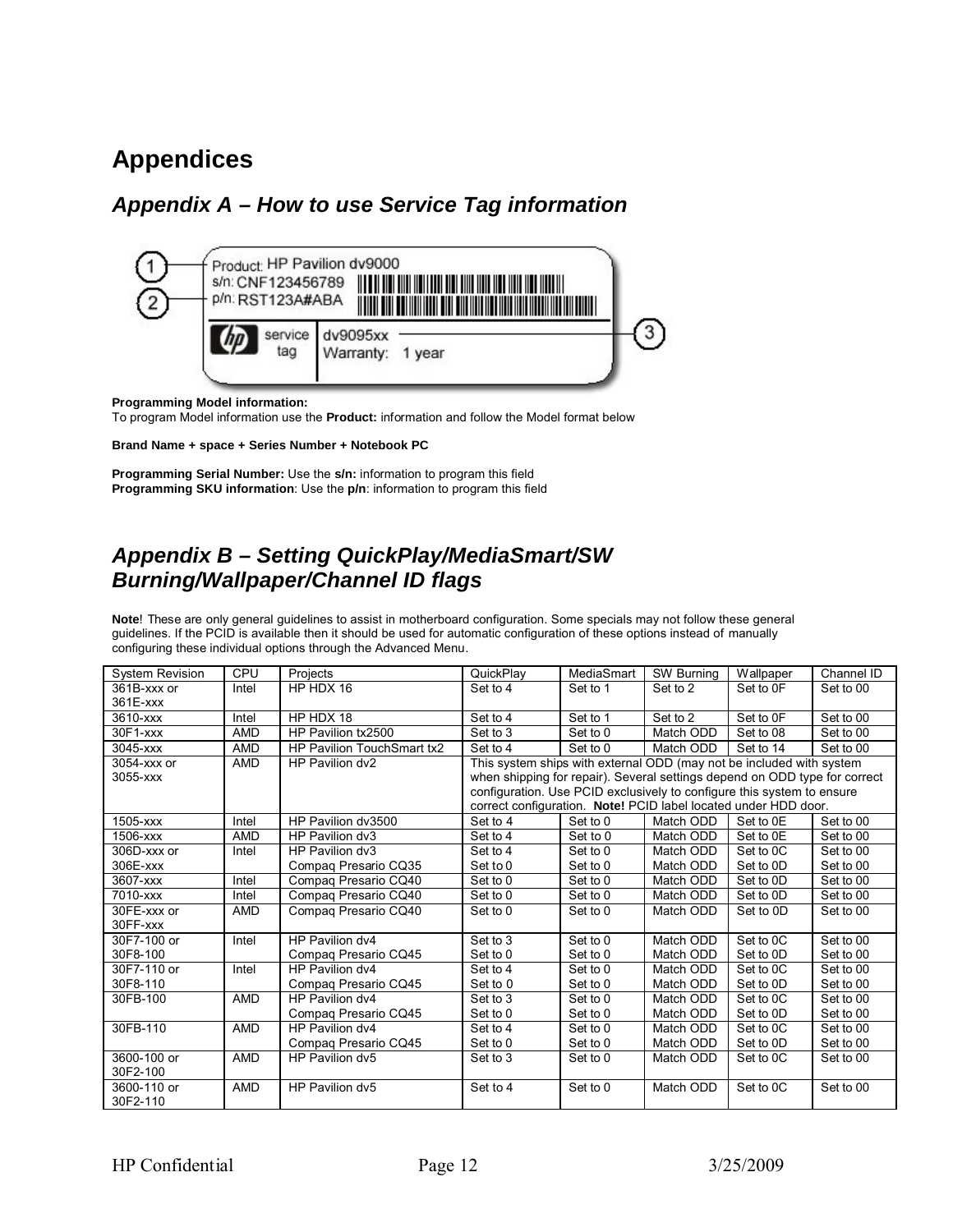# Appendices

## Appendix A – How to use Service Tag information

**Programming Model information:**
To program Model information use the **Product:** information and follow the Model format below

**Brand Name + space + Series Number + Notebook PC**

**Programming Serial Number:** Use the **s/n:** information to program this field
**Programming SKU information**: Use the **p/n**: information to program this field

## Appendix B – Setting QuickPlay/MediaSmart/SW Burning/Wallpaper/Channel ID flags

**Note**! These are only general guidelines to assist in motherboard configuration. Some specials may not follow these general guidelines. If the PCID is available then it should be used for automatic configuration of these options instead of manually configuring these individual options through the Advanced Menu.

| System Revision | CPU | Projects | QuickPlay | MediaSmart | SW Burning | Wallpaper | Channel ID |
|---|---|---|---|---|---|---|---|
| 361B-xxx or 361E-xxx | Intel | HP HDX 16 | Set to 4 | Set to 1 | Set to 2 | Set to 0F | Set to 00 |
| 3610-xxx | Intel | HP HDX 18 | Set to 4 | Set to 1 | Set to 2 | Set to 0F | Set to 00 |
| 30F1-xxx | AMD | HP Pavilion tx2500 | Set to 3 | Set to 0 | Match ODD | Set to 08 | Set to 00 |
| 3045-xxx | AMD | HP Pavilion TouchSmart tx2 | Set to 4 | Set to 0 | Match ODD | Set to 14 | Set to 00 |
| 3054-xxx or 3055-xxx | AMD | HP Pavilion dv2 | This system ships with external ODD (may not be included with system when shipping for repair). Several settings depend on ODD type for correct configuration. Use PCID exclusively to configure this system to ensure correct configuration. **Note!** PCID label located under HDD door. | | | | |
| 1505-xxx | Intel | HP Pavilion dv3500 | Set to 4 | Set to 0 | Match ODD | Set to 0E | Set to 00 |
| 1506-xxx | AMD | HP Pavilion dv3 | Set to 4 | Set to 0 | Match ODD | Set to 0E | Set to 00 |
| 306D-xxx or 306E-xxx | Intel | HP Pavilion dv3<br>Compaq Presario CQ35 | Set to 4<br>Set to 0 | Set to 0<br>Set to 0 | Match ODD<br>Match ODD | Set to 0C<br>Set to 0D | Set to 00<br>Set to 00 |
| 3607-xxx | Intel | Compaq Presario CQ40 | Set to 0 | Set to 0 | Match ODD | Set to 0D | Set to 00 |
| 7010-xxx | Intel | Compaq Presario CQ40 | Set to 0 | Set to 0 | Match ODD | Set to 0D | Set to 00 |
| 30FE-xxx or 30FF-xxx | AMD | Compaq Presario CQ40 | Set to 0 | Set to 0 | Match ODD | Set to 0D | Set to 00 |
| 30F7-100 or 30F8-100 | Intel | HP Pavilion dv4<br>Compaq Presario CQ45 | Set to 3<br>Set to 0 | Set to 0<br>Set to 0 | Match ODD<br>Match ODD | Set to 0C<br>Set to 0D | Set to 00<br>Set to 00 |
| 30F7-110 or 30F8-110 | Intel | HP Pavilion dv4<br>Compaq Presario CQ45 | Set to 4<br>Set to 0 | Set to 0<br>Set to 0 | Match ODD<br>Match ODD | Set to 0C<br>Set to 0D | Set to 00<br>Set to 00 |
| 30FB-100 | AMD | HP Pavilion dv4<br>Compaq Presario CQ45 | Set to 3<br>Set to 0 | Set to 0<br>Set to 0 | Match ODD<br>Match ODD | Set to 0C<br>Set to 0D | Set to 00<br>Set to 00 |
| 30FB-110 | AMD | HP Pavilion dv4<br>Compaq Presario CQ45 | Set to 4<br>Set to 0 | Set to 0<br>Set to 0 | Match ODD<br>Match ODD | Set to 0C<br>Set to 0D | Set to 00<br>Set to 00 |
| 3600-100 or 30F2-100 | AMD | HP Pavilion dv5 | Set to 3 | Set to 0 | Match ODD | Set to 0C | Set to 00 |
| 3600-110 or 30F2-110 | AMD | HP Pavilion dv5 | Set to 4 | Set to 0 | Match ODD | Set to 0C | Set to 00 |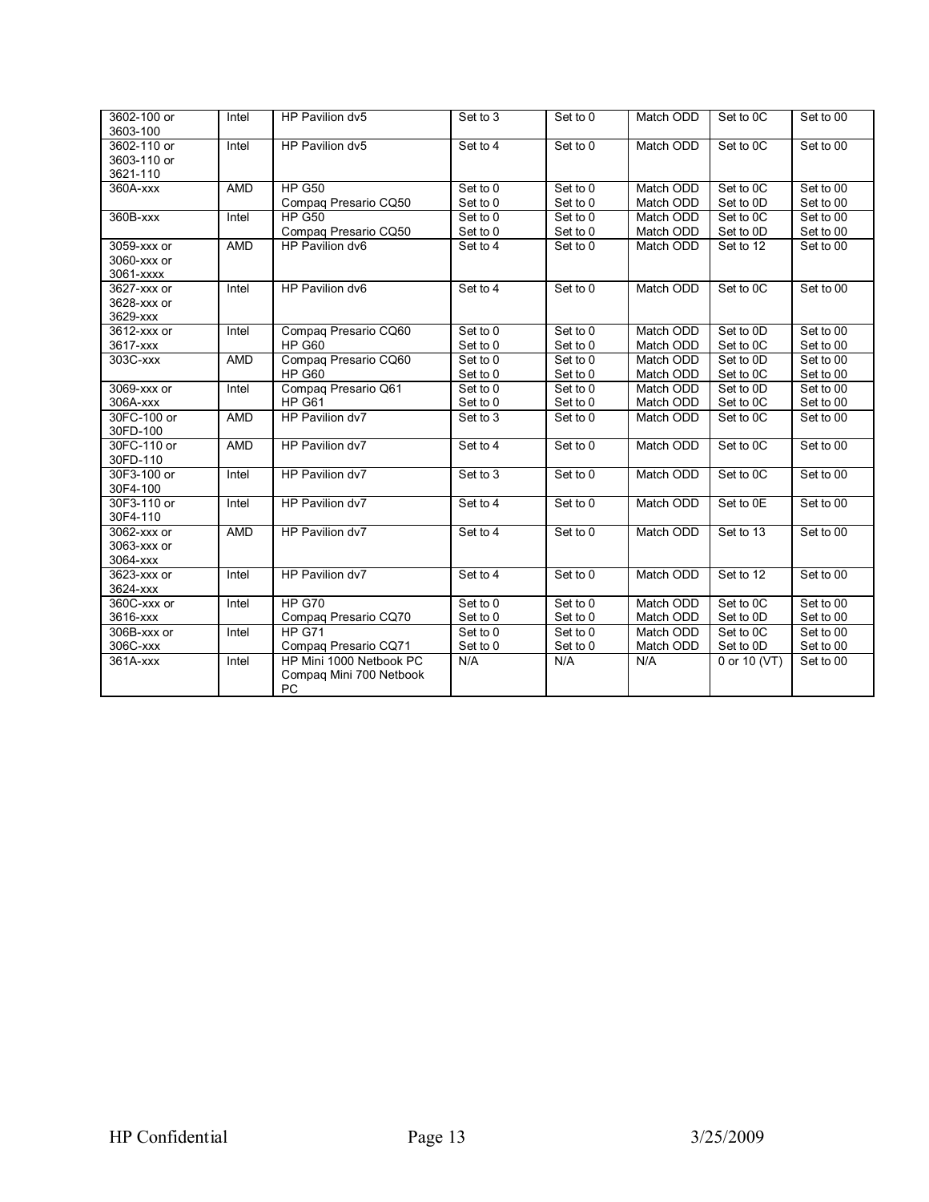| | | | | | | | |
|---|---|---|---|---|---|---|---|
| 3602-100 or 3603-100 | Intel | HP Pavilion dv5 | Set to 3 | Set to 0 | Match ODD | Set to 0C | Set to 00 |
| 3602-110 or 3603-110 or 3621-110 | Intel | HP Pavilion dv5 | Set to 4 | Set to 0 | Match ODD | Set to 0C | Set to 00 |
| 360A-xxx | AMD | HP G50<br>Compaq Presario CQ50 | Set to 0<br>Set to 0 | Set to 0<br>Set to 0 | Match ODD<br>Match ODD | Set to 0C<br>Set to 0D | Set to 00<br>Set to 00 |
| 360B-xxx | Intel | HP G50<br>Compaq Presario CQ50 | Set to 0<br>Set to 0 | Set to 0<br>Set to 0 | Match ODD<br>Match ODD | Set to 0C<br>Set to 0D | Set to 00<br>Set to 00 |
| 3059-xxx or 3060-xxx or 3061-xxxx | AMD | HP Pavilion dv6 | Set to 4 | Set to 0 | Match ODD | Set to 12 | Set to 00 |
| 3627-xxx or 3628-xxx or 3629-xxx | Intel | HP Pavilion dv6 | Set to 4 | Set to 0 | Match ODD | Set to 0C | Set to 00 |
| 3612-xxx or 3617-xxx | Intel | Compaq Presario CQ60<br>HP G60 | Set to 0<br>Set to 0 | Set to 0<br>Set to 0 | Match ODD<br>Match ODD | Set to 0D<br>Set to 0C | Set to 00<br>Set to 00 |
| 303C-xxx | AMD | Compaq Presario CQ60<br>HP G60 | Set to 0<br>Set to 0 | Set to 0<br>Set to 0 | Match ODD<br>Match ODD | Set to 0D<br>Set to 0C | Set to 00<br>Set to 00 |
| 3069-xxx or 306A-xxx | Intel | Compaq Presario Q61<br>HP G61 | Set to 0<br>Set to 0 | Set to 0<br>Set to 0 | Match ODD<br>Match ODD | Set to 0D<br>Set to 0C | Set to 00<br>Set to 00 |
| 30FC-100 or 30FD-100 | AMD | HP Pavilion dv7 | Set to 3 | Set to 0 | Match ODD | Set to 0C | Set to 00 |
| 30FC-110 or 30FD-110 | AMD | HP Pavilion dv7 | Set to 4 | Set to 0 | Match ODD | Set to 0C | Set to 00 |
| 30F3-100 or 30F4-100 | Intel | HP Pavilion dv7 | Set to 3 | Set to 0 | Match ODD | Set to 0C | Set to 00 |
| 30F3-110 or 30F4-110 | Intel | HP Pavilion dv7 | Set to 4 | Set to 0 | Match ODD | Set to 0E | Set to 00 |
| 3062-xxx or 3063-xxx or 3064-xxx | AMD | HP Pavilion dv7 | Set to 4 | Set to 0 | Match ODD | Set to 13 | Set to 00 |
| 3623-xxx or 3624-xxx | Intel | HP Pavilion dv7 | Set to 4 | Set to 0 | Match ODD | Set to 12 | Set to 00 |
| 360C-xxx or 3616-xxx | Intel | HP G70<br>Compaq Presario CQ70 | Set to 0<br>Set to 0 | Set to 0<br>Set to 0 | Match ODD<br>Match ODD | Set to 0C<br>Set to 0D | Set to 00<br>Set to 00 |
| 306B-xxx or 306C-xxx | Intel | HP G71<br>Compaq Presario CQ71 | Set to 0<br>Set to 0 | Set to 0<br>Set to 0 | Match ODD<br>Match ODD | Set to 0C<br>Set to 0D | Set to 00<br>Set to 00 |
| 361A-xxx | Intel | HP Mini 1000 Netbook PC<br>Compaq Mini 700 Netbook PC | N/A | N/A | N/A | 0 or 10 (VT) | Set to 00 |

HP Confidential 3/25/2009